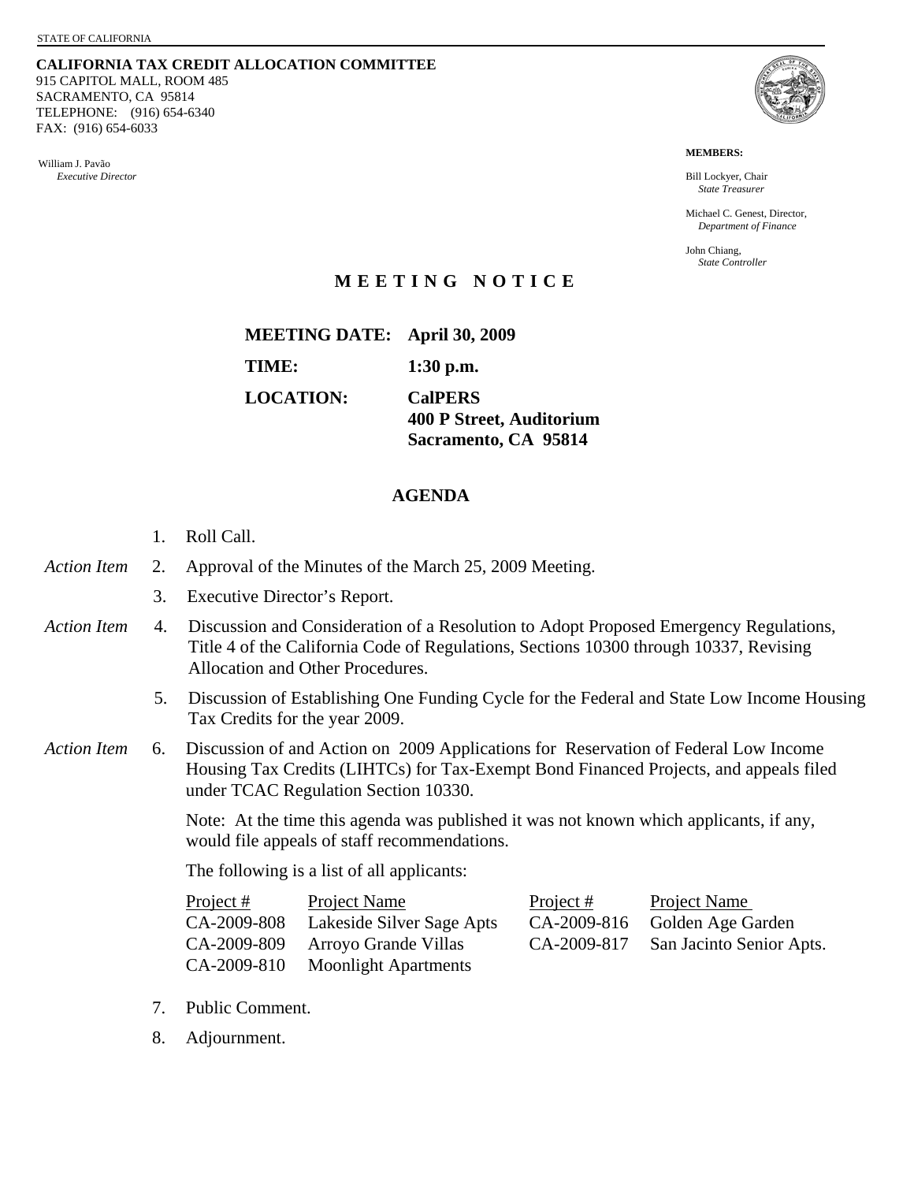STATE OF CALIFORNIA

**CALIFORNIA TAX CREDIT ALLOCATION COMMITTEE**
915 CAPITOL MALL, ROOM 485
SACRAMENTO, CA 95814
TELEPHONE: (916) 654-6340
FAX: (916) 654-6033

William J. Pavão
*Executive Director*

**MEMBERS:**

Bill Lockyer, Chair
*State Treasurer*

Michael C. Genest, Director,
*Department of Finance*

John Chiang,
*State Controller*

## M E E T I N G N O T I C E

**MEETING DATE: April 30, 2009**

**TIME: 1:30 p.m.**

**LOCATION: CalPERS**
**400 P Street, Auditorium**
**Sacramento, CA 95814**

## AGENDA

1. Roll Call.

*Action Item* 2. Approval of the Minutes of the March 25, 2009 Meeting.

3. Executive Director's Report.

*Action Item* 4. Discussion and Consideration of a Resolution to Adopt Proposed Emergency Regulations, Title 4 of the California Code of Regulations, Sections 10300 through 10337, Revising Allocation and Other Procedures.

5. Discussion of Establishing One Funding Cycle for the Federal and State Low Income Housing Tax Credits for the year 2009.

*Action Item* 6. Discussion of and Action on 2009 Applications for Reservation of Federal Low Income Housing Tax Credits (LIHTCs) for Tax-Exempt Bond Financed Projects, and appeals filed under TCAC Regulation Section 10330.

   Note: At the time this agenda was published it was not known which applicants, if any, would file appeals of staff recommendations.

   The following is a list of all applicants:

| Project # | Project Name | Project # | Project Name |
|---|---|---|---|
| CA-2009-808 | Lakeside Silver Sage Apts | CA-2009-816 | Golden Age Garden |
| CA-2009-809 | Arroyo Grande Villas | CA-2009-817 | San Jacinto Senior Apts. |
| CA-2009-810 | Moonlight Apartments | | |

7. Public Comment.

8. Adjournment.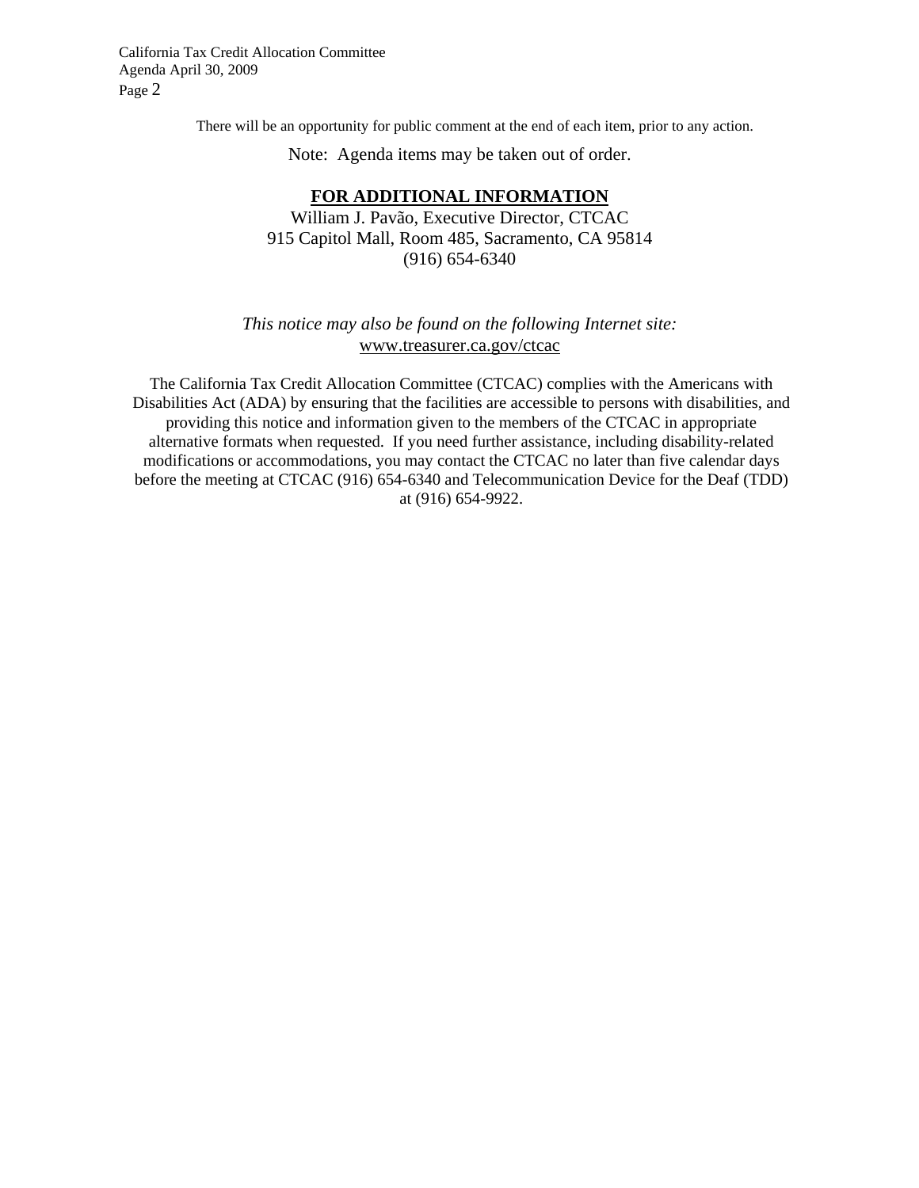There will be an opportunity for public comment at the end of each item, prior to any action.

Note: Agenda items may be taken out of order.

**FOR ADDITIONAL INFORMATION**

William J. Pavão, Executive Director, CTCAC
915 Capitol Mall, Room 485, Sacramento, CA 95814
(916) 654-6340

*This notice may also be found on the following Internet site:*
www.treasurer.ca.gov/ctcac

The California Tax Credit Allocation Committee (CTCAC) complies with the Americans with Disabilities Act (ADA) by ensuring that the facilities are accessible to persons with disabilities, and providing this notice and information given to the members of the CTCAC in appropriate alternative formats when requested. If you need further assistance, including disability-related modifications or accommodations, you may contact the CTCAC no later than five calendar days before the meeting at CTCAC (916) 654-6340 and Telecommunication Device for the Deaf (TDD) at (916) 654-9922.